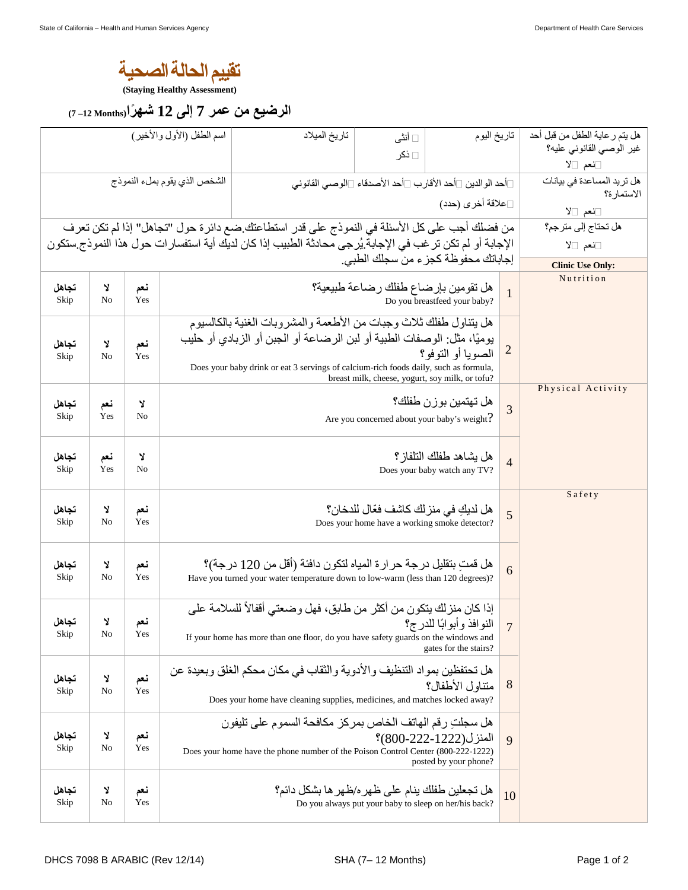# تقييم الحالة الصحية

**(Staying Healthy Assessment)**

## الرضيع من عمر 7 إلى 12 شهرًا(7 –12 Months)

| هل يتم رعاية الطفل من قبل أحد غير الوصي القانوني عليه؟ ☐نعم ☐لا | تاريخ اليوم | ☐ أنثى ☐ ذكر | تاريخ الميلاد | اسم الطفل (الأول والأخير) |
|---|---|---|---|---|
| هل تريد المساعدة في بيانات الاستمارة؟ ☐نعم ☐لا | ☐أحد الوالدين ☐أحد الأقارب ☐أحد الأصدقاء ☐الوصي القانوني ☐علاقة أخرى (حدد) | | | الشخص الذي يقوم بملء النموذج |
| هل تحتاج إلى مترجم؟ ☐نعم ☐لا | من فضلك أجب على كل الأسئلة في النموذج على قدر استطاعتك.ضع دائرة حول "تجاهل" إذا لم تكن تعرف الإجابة أو لم تكن ترغب في الإجابة.يُرجى محادثة الطبيب إذا كان لديك أية استفسارات حول هذا النموذج.ستكون إجاباتك محفوظة كجزء من سجلك الطبي. | | | |

| Clinic Use Only: | # | Question | | | |
|---|---|---|---|---|---|
| Nutrition | 1 | هل تقومين بإرضاع طفلك رضاعة طبيعية؟ Do you breastfeed your baby? | نعم Yes | لا No | تجاهل Skip |
| | 2 | هل يتناول طفلك ثلاث وجبات من الأطعمة والمشروبات الغنية بالكالسيوم يوميًا، مثل: الوصفات الطبية أو لبن الرضاعة أو الجبن أو الزبادي أو حليب الصويا أو التوفو؟ Does your baby drink or eat 3 servings of calcium-rich foods daily, such as formula, breast milk, cheese, yogurt, soy milk, or tofu? | نعم Yes | لا No | تجاهل Skip |
| Physical Activity | 3 | هل تهتمين بوزن طفلك؟ Are you concerned about your baby's weight? | لا No | نعم Yes | تجاهل Skip |
| | 4 | هل يشاهد طفلك التلفاز؟ Does your baby watch any TV? | لا No | نعم Yes | تجاهل Skip |
| Safety | 5 | هل لديكِ في منزلك كاشف فعّال للدخان؟ Does your home have a working smoke detector? | نعم Yes | لا No | تجاهل Skip |
| | 6 | هل قمتِ بتقليل درجة حرارة المياه لتكون دافئة (أقل من 120 درجة)؟ Have you turned your water temperature down to low-warm (less than 120 degrees)? | نعم Yes | لا No | تجاهل Skip |
| | 7 | إذا كان منزلك يتكون من أكثر من طابق، فهل وضعتي أقفالاً للسلامة على النوافذ وأبوابًا للدرج؟ If your home has more than one floor, do you have safety guards on the windows and gates for the stairs? | نعم Yes | لا No | تجاهل Skip |
| | 8 | هل تحتفظين بمواد التنظيف والأدوية والثقاب في مكان محكم الغلق وبعيدة عن متناول الأطفال؟ Does your home have cleaning supplies, medicines, and matches locked away? | نعم Yes | لا No | تجاهل Skip |
| | 9 | هل سجلتِ رقم الهاتف الخاص بمركز مكافحة السموم على تليفون المنزل(800-222-1222)؟ Does your home have the phone number of the Poison Control Center (800-222-1222) posted by your phone? | نعم Yes | لا No | تجاهل Skip |
| | 10 | هل تجعلين طفلك ينام على ظهره/ظهرها بشكل دائم؟ Do you always put your baby to sleep on her/his back? | نعم Yes | لا No | تجاهل Skip |

DHCS 7098 B ARABIC (Rev 12/14) SHA (7– 12 Months)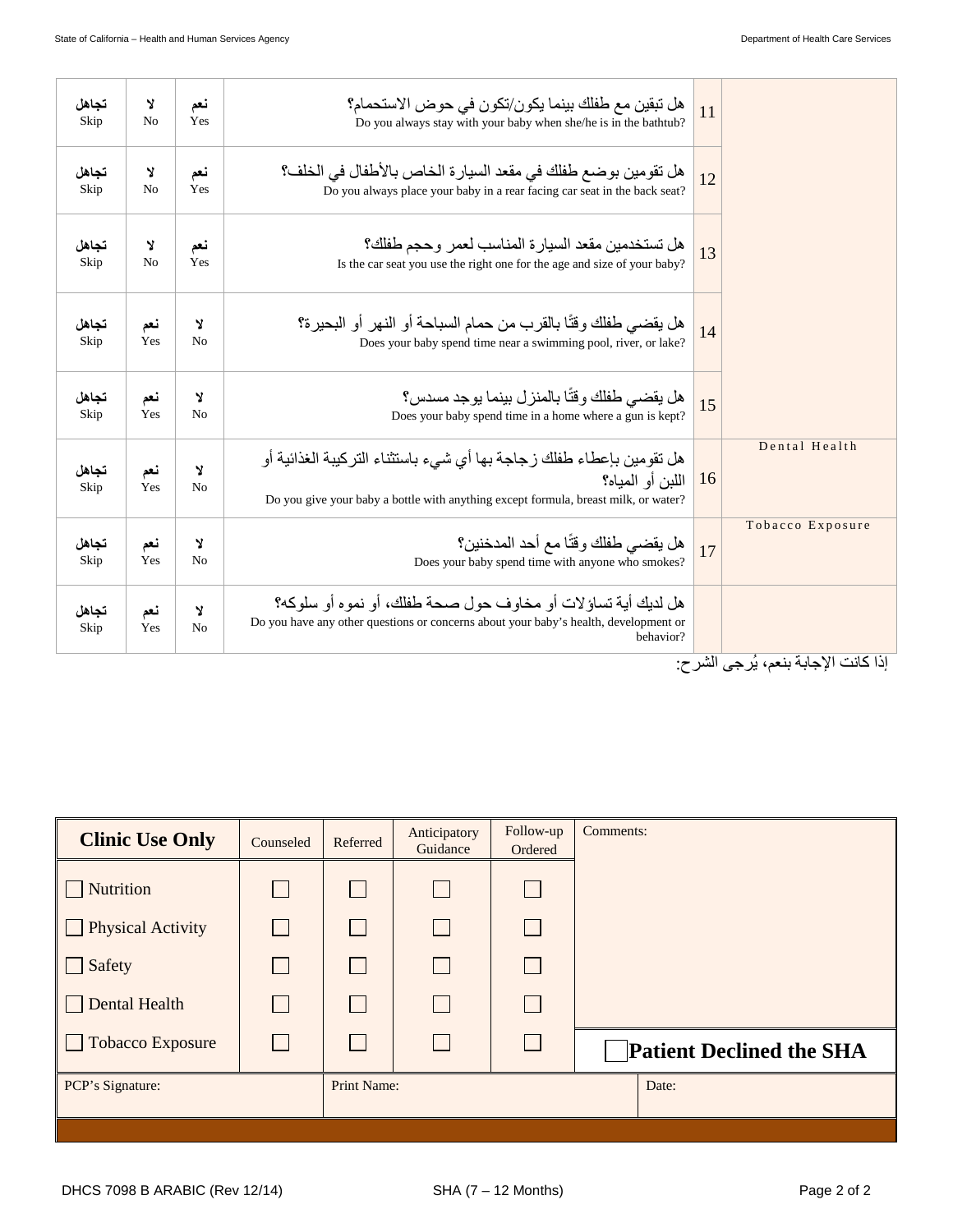| | | | | | |
|---|---|---|---|---|---|
| تجاهل Skip | لا No | نعم Yes | هل تبقين مع طفلك بينما يكون/تكون في حوض الاستحمام؟ Do you always stay with your baby when she/he is in the bathtub? | 11 | |
| تجاهل Skip | لا No | نعم Yes | هل تقومين بوضع طفلك في مقعد السيارة الخاص بالأطفال في الخلف؟ Do you always place your baby in a rear facing car seat in the back seat? | 12 | |
| تجاهل Skip | لا No | نعم Yes | هل تستخدمين مقعد السيارة المناسب لعمر وحجم طفلك؟ Is the car seat you use the right one for the age and size of your baby? | 13 | |
| تجاهل Skip | نعم Yes | لا No | هل يقضي طفلك وقتًا بالقرب من حمام السباحة أو النهر أو البحيرة؟ Does your baby spend time near a swimming pool, river, or lake? | 14 | |
| تجاهل Skip | نعم Yes | لا No | هل يقضي طفلك وقتًا بالمنزل بينما يوجد مسدس؟ Does your baby spend time in a home where a gun is kept? | 15 | |
| تجاهل Skip | نعم Yes | لا No | هل تقومين بإعطاء طفلك زجاجة بها أي شيء باستثناء التركيبة الغذائية أو اللبن أو المياه؟ Do you give your baby a bottle with anything except formula, breast milk, or water? | 16 | Dental Health |
| تجاهل Skip | نعم Yes | لا No | هل يقضي طفلك وقتًا مع أحد المدخنين؟ Does your baby spend time with anyone who smokes? | 17 | Tobacco Exposure |
| تجاهل Skip | نعم Yes | لا No | هل لديك أية تساؤلات أو مخاوف حول صحة طفلك، أو نموه أو سلوكه؟ Do you have any other questions or concerns about your baby's health, development or behavior? | | |

إذا كانت الإجابة بنعم، يُرجى الشرح:

| Clinic Use Only | Counseled | Referred | Anticipatory Guidance | Follow-up Ordered | Comments: |
|---|---|---|---|---|---|
| ☐ Nutrition | ☐ | ☐ | ☐ | ☐ | |
| ☐ Physical Activity | ☐ | ☐ | ☐ | ☐ | |
| ☐ Safety | ☐ | ☐ | ☐ | ☐ | |
| ☐ Dental Health | ☐ | ☐ | ☐ | ☐ | |
| ☐ Tobacco Exposure | ☐ | ☐ | ☐ | ☐ | ☐ **Patient Declined the SHA** |

| | | |
|---|---|---|
| PCP's Signature: | Print Name: | Date: |

DHCS 7098 B ARABIC (Rev 12/14) SHA (7 – 12 Months)